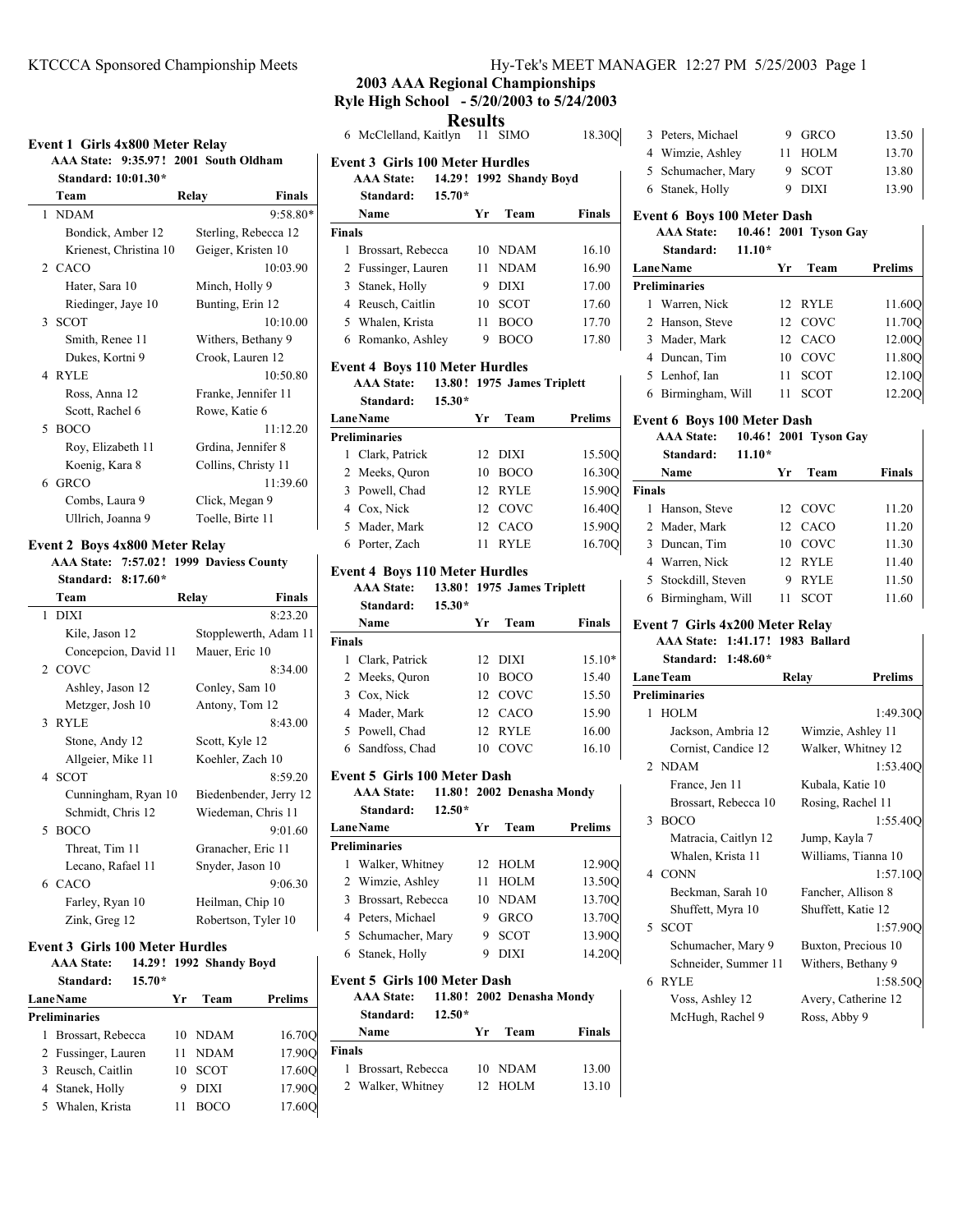## 2003 AAA Regional Championships
## Ryle High School - 5/20/2003 to 5/24/2003
## Results

### Event 1 Girls 4x800 Meter Relay

AAA State: 9:35.97 ! 2001 South Oldham
Standard: 10:01.30*

| | Team | Relay | Finals |
|---|---|---|---|
| 1 | NDAM | | 9:58.80* |
| | Bondick, Amber 12 | Sterling, Rebecca 12 | |
| | Krienest, Christina 10 | Geiger, Kristen 10 | |
| 2 | CACO | | 10:03.90 |
| | Hater, Sara 10 | Minch, Holly 9 | |
| | Riedinger, Jaye 10 | Bunting, Erin 12 | |
| 3 | SCOT | | 10:10.00 |
| | Smith, Renee 11 | Withers, Bethany 9 | |
| | Dukes, Kortni 9 | Crook, Lauren 12 | |
| 4 | RYLE | | 10:50.80 |
| | Ross, Anna 12 | Franke, Jennifer 11 | |
| | Scott, Rachel 6 | Rowe, Katie 6 | |
| 5 | BOCO | | 11:12.20 |
| | Roy, Elizabeth 11 | Grdina, Jennifer 8 | |
| | Koenig, Kara 8 | Collins, Christy 11 | |
| 6 | GRCO | | 11:39.60 |
| | Combs, Laura 9 | Click, Megan 9 | |
| | Ullrich, Joanna 9 | Toelle, Birte 11 | |

### Event 2 Boys 4x800 Meter Relay

AAA State: 7:57.02 ! 1999 Daviess County
Standard: 8:17.60*

| | Team | Relay | Finals |
|---|---|---|---|
| 1 | DIXI | | 8:23.20 |
| | Kile, Jason 12 | Stopplewerth, Adam 11 | |
| | Concepcion, David 11 | Mauer, Eric 10 | |
| 2 | COVC | | 8:34.00 |
| | Ashley, Jason 12 | Conley, Sam 10 | |
| | Metzger, Josh 10 | Antony, Tom 12 | |
| 3 | RYLE | | 8:43.00 |
| | Stone, Andy 12 | Scott, Kyle 12 | |
| | Allgeier, Mike 11 | Koehler, Zach 10 | |
| 4 | SCOT | | 8:59.20 |
| | Cunningham, Ryan 10 | Biedenbender, Jerry 12 | |
| | Schmidt, Chris 12 | Wiedeman, Chris 11 | |
| 5 | BOCO | | 9:01.60 |
| | Threat, Tim 11 | Granacher, Eric 11 | |
| | Lecano, Rafael 11 | Snyder, Jason 10 | |
| 6 | CACO | | 9:06.30 |
| | Farley, Ryan 10 | Heilman, Chip 10 | |
| | Zink, Greg 12 | Robertson, Tyler 10 | |

### Event 3 Girls 100 Meter Hurdles

AAA State: 14.29 ! 1992 Shandy Boyd
Standard: 15.70*

| Lane | Name | Yr | Team | Prelims |
|---|---|---|---|---|
| **Preliminaries** | | | | |
| 1 | Brossart, Rebecca | 10 | NDAM | 16.70Q |
| 2 | Fussinger, Lauren | 11 | NDAM | 17.90Q |
| 3 | Reusch, Caitlin | 10 | SCOT | 17.60Q |
| 4 | Stanek, Holly | 9 | DIXI | 17.90Q |
| 5 | Whalen, Krista | 11 | BOCO | 17.60Q |
| 6 | McClelland, Kaitlyn | 11 | SIMO | 18.30Q |

### Event 3 Girls 100 Meter Hurdles

AAA State: 14.29 ! 1992 Shandy Boyd
Standard: 15.70*

| | Name | Yr | Team | Finals |
|---|---|---|---|---|
| **Finals** | | | | |
| 1 | Brossart, Rebecca | 10 | NDAM | 16.10 |
| 2 | Fussinger, Lauren | 11 | NDAM | 16.90 |
| 3 | Stanek, Holly | 9 | DIXI | 17.00 |
| 4 | Reusch, Caitlin | 10 | SCOT | 17.60 |
| 5 | Whalen, Krista | 11 | BOCO | 17.70 |
| 6 | Romanko, Ashley | 9 | BOCO | 17.80 |

### Event 4 Boys 110 Meter Hurdles

AAA State: 13.80 ! 1975 James Triplett
Standard: 15.30*

| Lane | Name | Yr | Team | Prelims |
|---|---|---|---|---|
| **Preliminaries** | | | | |
| 1 | Clark, Patrick | 12 | DIXI | 15.50Q |
| 2 | Meeks, Quron | 10 | BOCO | 16.30Q |
| 3 | Powell, Chad | 12 | RYLE | 15.90Q |
| 4 | Cox, Nick | 12 | COVC | 16.40Q |
| 5 | Mader, Mark | 12 | CACO | 15.90Q |
| 6 | Porter, Zach | 11 | RYLE | 16.70Q |

### Event 4 Boys 110 Meter Hurdles

AAA State: 13.80 ! 1975 James Triplett
Standard: 15.30*

| | Name | Yr | Team | Finals |
|---|---|---|---|---|
| **Finals** | | | | |
| 1 | Clark, Patrick | 12 | DIXI | 15.10* |
| 2 | Meeks, Quron | 10 | BOCO | 15.40 |
| 3 | Cox, Nick | 12 | COVC | 15.50 |
| 4 | Mader, Mark | 12 | CACO | 15.90 |
| 5 | Powell, Chad | 12 | RYLE | 16.00 |
| 6 | Sandfoss, Chad | 10 | COVC | 16.10 |

### Event 5 Girls 100 Meter Dash

AAA State: 11.80 ! 2002 Denasha Mondy
Standard: 12.50*

| Lane | Name | Yr | Team | Prelims |
|---|---|---|---|---|
| **Preliminaries** | | | | |
| 1 | Walker, Whitney | 12 | HOLM | 12.90Q |
| 2 | Wimzie, Ashley | 11 | HOLM | 13.50Q |
| 3 | Brossart, Rebecca | 10 | NDAM | 13.70Q |
| 4 | Peters, Michael | 9 | GRCO | 13.70Q |
| 5 | Schumacher, Mary | 9 | SCOT | 13.90Q |
| 6 | Stanek, Holly | 9 | DIXI | 14.20Q |

### Event 5 Girls 100 Meter Dash

AAA State: 11.80 ! 2002 Denasha Mondy
Standard: 12.50*

| | Name | Yr | Team | Finals |
|---|---|---|---|---|
| **Finals** | | | | |
| 1 | Brossart, Rebecca | 10 | NDAM | 13.00 |
| 2 | Walker, Whitney | 12 | HOLM | 13.10 |
| 3 | Peters, Michael | 9 | GRCO | 13.50 |
| 4 | Wimzie, Ashley | 11 | HOLM | 13.70 |
| 5 | Schumacher, Mary | 9 | SCOT | 13.80 |
| 6 | Stanek, Holly | 9 | DIXI | 13.90 |

### Event 6 Boys 100 Meter Dash

AAA State: 10.46 ! 2001 Tyson Gay
Standard: 11.10*

| Lane | Name | Yr | Team | Prelims |
|---|---|---|---|---|
| **Preliminaries** | | | | |
| 1 | Warren, Nick | 12 | RYLE | 11.60Q |
| 2 | Hanson, Steve | 12 | COVC | 11.70Q |
| 3 | Mader, Mark | 12 | CACO | 12.00Q |
| 4 | Duncan, Tim | 10 | COVC | 11.80Q |
| 5 | Lenhof, Ian | 11 | SCOT | 12.10Q |
| 6 | Birmingham, Will | 11 | SCOT | 12.20Q |

### Event 6 Boys 100 Meter Dash

AAA State: 10.46 ! 2001 Tyson Gay
Standard: 11.10*

| | Name | Yr | Team | Finals |
|---|---|---|---|---|
| **Finals** | | | | |
| 1 | Hanson, Steve | 12 | COVC | 11.20 |
| 2 | Mader, Mark | 12 | CACO | 11.20 |
| 3 | Duncan, Tim | 10 | COVC | 11.30 |
| 4 | Warren, Nick | 12 | RYLE | 11.40 |
| 5 | Stockdill, Steven | 9 | RYLE | 11.50 |
| 6 | Birmingham, Will | 11 | SCOT | 11.60 |

### Event 7 Girls 4x200 Meter Relay

AAA State: 1:41.17 ! 1983 Ballard
Standard: 1:48.60*

| Lane | Team | Relay | Prelims |
|---|---|---|---|
| **Preliminaries** | | | |
| 1 | HOLM | | 1:49.30Q |
| | Jackson, Ambria 12 | Wimzie, Ashley 11 | |
| | Cornist, Candice 12 | Walker, Whitney 12 | |
| 2 | NDAM | | 1:53.40Q |
| | France, Jen 11 | Kubala, Katie 10 | |
| | Brossart, Rebecca 10 | Rosing, Rachel 11 | |
| 3 | BOCO | | 1:55.40Q |
| | Matracia, Caitlyn 12 | Jump, Kayla 7 | |
| | Whalen, Krista 11 | Williams, Tianna 10 | |
| 4 | CONN | | 1:57.10Q |
| | Beckman, Sarah 10 | Fancher, Allison 8 | |
| | Shuffett, Myra 10 | Shuffett, Katie 12 | |
| 5 | SCOT | | 1:57.90Q |
| | Schumacher, Mary 9 | Buxton, Precious 10 | |
| | Schneider, Summer 11 | Withers, Bethany 9 | |
| 6 | RYLE | | 1:58.50Q |
| | Voss, Ashley 12 | Avery, Catherine 12 | |
| | McHugh, Rachel 9 | Ross, Abby 9 | |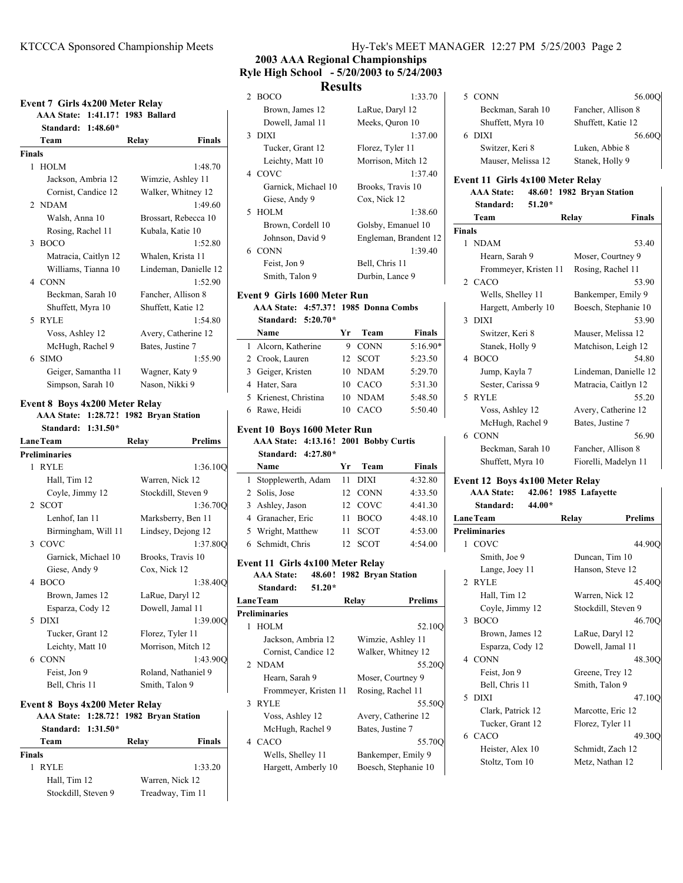## 2003 AAA Regional Championships

### Ryle High School - 5/20/2003 to 5/24/2003

### Results

#### Event 7 Girls 4x200 Meter Relay

AAA State: 1:41.17 ! 1983 Ballard

Standard: 1:48.60*

| | Team | Relay | Finals |
|---|---|---|---|
| **Finals** | | | |
| 1 | HOLM | | 1:48.70 |
| | Jackson, Ambria 12 | Wimzie, Ashley 11 | |
| | Cornist, Candice 12 | Walker, Whitney 12 | |
| 2 | NDAM | | 1:49.60 |
| | Walsh, Anna 10 | Brossart, Rebecca 10 | |
| | Rosing, Rachel 11 | Kubala, Katie 10 | |
| 3 | BOCO | | 1:52.80 |
| | Matracia, Caitlyn 12 | Whalen, Krista 11 | |
| | Williams, Tianna 10 | Lindeman, Danielle 12 | |
| 4 | CONN | | 1:52.90 |
| | Beckman, Sarah 10 | Fancher, Allison 8 | |
| | Shuffett, Myra 10 | Shuffett, Katie 12 | |
| 5 | RYLE | | 1:54.80 |
| | Voss, Ashley 12 | Avery, Catherine 12 | |
| | McHugh, Rachel 9 | Bates, Justine 7 | |
| 6 | SIMO | | 1:55.90 |
| | Geiger, Samantha 11 | Wagner, Katy 9 | |
| | Simpson, Sarah 10 | Nason, Nikki 9 | |

#### Event 8 Boys 4x200 Meter Relay

AAA State: 1:28.72 ! 1982 Bryan Station

Standard: 1:31.50*

| Lane | Team | Relay | Prelims |
|---|---|---|---|
| **Preliminaries** | | | |
| 1 | RYLE | | 1:36.10Q |
| | Hall, Tim 12 | Warren, Nick 12 | |
| | Coyle, Jimmy 12 | Stockdill, Steven 9 | |
| 2 | SCOT | | 1:36.70Q |
| | Lenhof, Ian 11 | Marksberry, Ben 11 | |
| | Birmingham, Will 11 | Lindsey, Dejong 12 | |
| 3 | COVC | | 1:37.80Q |
| | Garnick, Michael 10 | Brooks, Travis 10 | |
| | Giese, Andy 9 | Cox, Nick 12 | |
| 4 | BOCO | | 1:38.40Q |
| | Brown, James 12 | LaRue, Daryl 12 | |
| | Esparza, Cody 12 | Dowell, Jamal 11 | |
| 5 | DIXI | | 1:39.00Q |
| | Tucker, Grant 12 | Florez, Tyler 11 | |
| | Leichty, Matt 10 | Morrison, Mitch 12 | |
| 6 | CONN | | 1:43.90Q |
| | Feist, Jon 9 | Roland, Nathaniel 9 | |
| | Bell, Chris 11 | Smith, Talon 9 | |

#### Event 8 Boys 4x200 Meter Relay

AAA State: 1:28.72 ! 1982 Bryan Station

Standard: 1:31.50*

| | Team | Relay | Finals |
|---|---|---|---|
| **Finals** | | | |
| 1 | RYLE | | 1:33.20 |
| | Hall, Tim 12 | Warren, Nick 12 | |
| | Stockdill, Steven 9 | Treadway, Tim 11 | |
| 2 | BOCO | | 1:33.70 |
| | Brown, James 12 | LaRue, Daryl 12 | |
| | Dowell, Jamal 11 | Meeks, Quron 10 | |
| 3 | DIXI | | 1:37.00 |
| | Tucker, Grant 12 | Florez, Tyler 11 | |
| | Leichty, Matt 10 | Morrison, Mitch 12 | |
| 4 | COVC | | 1:37.40 |
| | Garnick, Michael 10 | Brooks, Travis 10 | |
| | Giese, Andy 9 | Cox, Nick 12 | |
| 5 | HOLM | | 1:38.60 |
| | Brown, Cordell 10 | Golsby, Emanuel 10 | |
| | Johnson, David 9 | Engleman, Brandent 12 | |
| 6 | CONN | | 1:39.40 |
| | Feist, Jon 9 | Bell, Chris 11 | |
| | Smith, Talon 9 | Durbin, Lance 9 | |

#### Event 9 Girls 1600 Meter Run

AAA State: 4:57.37 ! 1985 Donna Combs

Standard: 5:20.70*

| | Name | Yr | Team | Finals |
|---|---|---|---|---|
| 1 | Alcorn, Katherine | 9 | CONN | 5:16.90* |
| 2 | Crook, Lauren | 12 | SCOT | 5:23.50 |
| 3 | Geiger, Kristen | 10 | NDAM | 5:29.70 |
| 4 | Hater, Sara | 10 | CACO | 5:31.30 |
| 5 | Krienest, Christina | 10 | NDAM | 5:48.50 |
| 6 | Rawe, Heidi | 10 | CACO | 5:50.40 |

#### Event 10 Boys 1600 Meter Run

AAA State: 4:13.16 ! 2001 Bobby Curtis

Standard: 4:27.80*

| | Name | Yr | Team | Finals |
|---|---|---|---|---|
| 1 | Stopplewerth, Adam | 11 | DIXI | 4:32.80 |
| 2 | Solis, Jose | 12 | CONN | 4:33.50 |
| 3 | Ashley, Jason | 12 | COVC | 4:41.30 |
| 4 | Granacher, Eric | 11 | BOCO | 4:48.10 |
| 5 | Wright, Matthew | 11 | SCOT | 4:53.00 |
| 6 | Schmidt, Chris | 12 | SCOT | 4:54.00 |

#### Event 11 Girls 4x100 Meter Relay

AAA State: 48.60 ! 1982 Bryan Station

Standard: 51.20*

| Lane | Team | Relay | Prelims |
|---|---|---|---|
| **Preliminaries** | | | |
| 1 | HOLM | | 52.10Q |
| | Jackson, Ambria 12 | Wimzie, Ashley 11 | |
| | Cornist, Candice 12 | Walker, Whitney 12 | |
| 2 | NDAM | | 55.20Q |
| | Hearn, Sarah 9 | Moser, Courtney 9 | |
| | Frommeyer, Kristen 11 | Rosing, Rachel 11 | |
| 3 | RYLE | | 55.50Q |
| | Voss, Ashley 12 | Avery, Catherine 12 | |
| | McHugh, Rachel 9 | Bates, Justine 7 | |
| 4 | CACO | | 55.70Q |
| | Wells, Shelley 11 | Bankemper, Emily 9 | |
| | Hargett, Amberly 10 | Boesch, Stephanie 10 | |
| 5 | CONN | | 56.00Q |
| | Beckman, Sarah 10 | Fancher, Allison 8 | |
| | Shuffett, Myra 10 | Shuffett, Katie 12 | |
| 6 | DIXI | | 56.60Q |
| | Switzer, Keri 8 | Luken, Abbie 8 | |
| | Mauser, Melissa 12 | Stanek, Holly 9 | |

#### Event 11 Girls 4x100 Meter Relay

AAA State: 48.60 ! 1982 Bryan Station

Standard: 51.20*

| | Team | Relay | Finals |
|---|---|---|---|
| **Finals** | | | |
| 1 | NDAM | | 53.40 |
| | Hearn, Sarah 9 | Moser, Courtney 9 | |
| | Frommeyer, Kristen 11 | Rosing, Rachel 11 | |
| 2 | CACO | | 53.90 |
| | Wells, Shelley 11 | Bankemper, Emily 9 | |
| | Hargett, Amberly 10 | Boesch, Stephanie 10 | |
| 3 | DIXI | | 53.90 |
| | Switzer, Keri 8 | Mauser, Melissa 12 | |
| | Stanek, Holly 9 | Matchison, Leigh 12 | |
| 4 | BOCO | | 54.80 |
| | Jump, Kayla 7 | Lindeman, Danielle 12 | |
| | Sester, Carissa 9 | Matracia, Caitlyn 12 | |
| 5 | RYLE | | 55.20 |
| | Voss, Ashley 12 | Avery, Catherine 12 | |
| | McHugh, Rachel 9 | Bates, Justine 7 | |
| 6 | CONN | | 56.90 |
| | Beckman, Sarah 10 | Fancher, Allison 8 | |
| | Shuffett, Myra 10 | Fiorelli, Madelyn 11 | |

#### Event 12 Boys 4x100 Meter Relay

AAA State: 42.06 ! 1985 Lafayette

Standard: 44.00*

| Lane | Team | Relay | Prelims |
|---|---|---|---|
| **Preliminaries** | | | |
| 1 | COVC | | 44.90Q |
| | Smith, Joe 9 | Duncan, Tim 10 | |
| | Lange, Joey 11 | Hanson, Steve 12 | |
| 2 | RYLE | | 45.40Q |
| | Hall, Tim 12 | Warren, Nick 12 | |
| | Coyle, Jimmy 12 | Stockdill, Steven 9 | |
| 3 | BOCO | | 46.70Q |
| | Brown, James 12 | LaRue, Daryl 12 | |
| | Esparza, Cody 12 | Dowell, Jamal 11 | |
| 4 | CONN | | 48.30Q |
| | Feist, Jon 9 | Greene, Trey 12 | |
| | Bell, Chris 11 | Smith, Talon 9 | |
| 5 | DIXI | | 47.10Q |
| | Clark, Patrick 12 | Marcotte, Eric 12 | |
| | Tucker, Grant 12 | Florez, Tyler 11 | |
| 6 | CACO | | 49.30Q |
| | Heister, Alex 10 | Schmidt, Zach 12 | |
| | Stoltz, Tom 10 | Metz, Nathan 12 | |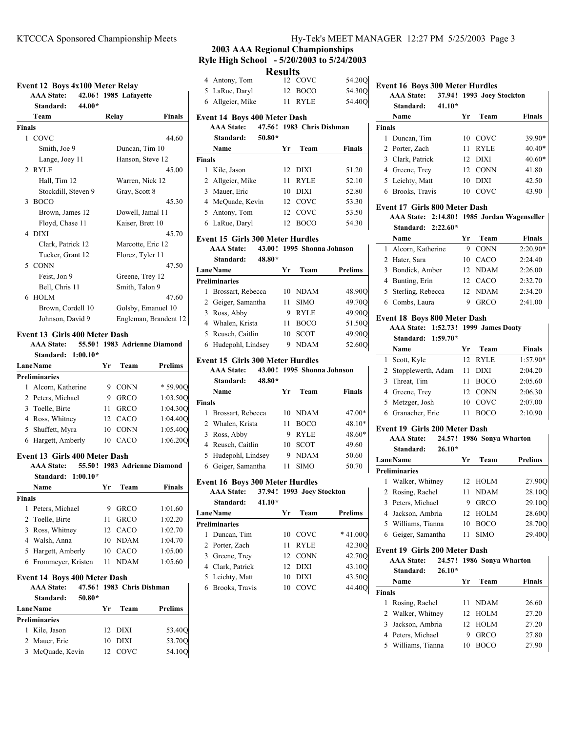## 2003 AAA Regional Championships

**Ryle High School - 5/20/2003 to 5/24/2003**

**Results**

### Event 12 Boys 4x100 Meter Relay

AAA State: 42.06 ! 1985 Lafayette

Standard: 44.00*

| | Team | Relay | Finals |
|---|---|---|---|
| **Finals** | | | |
| 1 | COVC | | 44.60 |
| | Smith, Joe 9 | Duncan, Tim 10 | |
| | Lange, Joey 11 | Hanson, Steve 12 | |
| 2 | RYLE | | 45.00 |
| | Hall, Tim 12 | Warren, Nick 12 | |
| | Stockdill, Steven 9 | Gray, Scott 8 | |
| 3 | BOCO | | 45.30 |
| | Brown, James 12 | Dowell, Jamal 11 | |
| | Floyd, Chase 11 | Kaiser, Brett 10 | |
| 4 | DIXI | | 45.70 |
| | Clark, Patrick 12 | Marcotte, Eric 12 | |
| | Tucker, Grant 12 | Florez, Tyler 11 | |
| 5 | CONN | | 47.50 |
| | Feist, Jon 9 | Greene, Trey 12 | |
| | Bell, Chris 11 | Smith, Talon 9 | |
| 6 | HOLM | | 47.60 |
| | Brown, Cordell 10 | Golsby, Emanuel 10 | |
| | Johnson, David 9 | Engleman, Brandent 12 | |

### Event 13 Girls 400 Meter Dash

AAA State: 55.50 ! 1983 Adrienne Diamond

Standard: 1:00.10*

| Lane | Name | Yr | Team | Prelims |
|---|---|---|---|---|
| **Preliminaries** | | | | |
| 1 | Alcorn, Katherine | 9 | CONN | * 59.90Q |
| 2 | Peters, Michael | 9 | GRCO | 1:03.50Q |
| 3 | Toelle, Birte | 11 | GRCO | 1:04.30Q |
| 4 | Ross, Whitney | 12 | CACO | 1:04.40Q |
| 5 | Shuffett, Myra | 10 | CONN | 1:05.40Q |
| 6 | Hargett, Amberly | 10 | CACO | 1:06.20Q |

### Event 13 Girls 400 Meter Dash

AAA State: 55.50 ! 1983 Adrienne Diamond

Standard: 1:00.10*

| | Name | Yr | Team | Finals |
|---|---|---|---|---|
| **Finals** | | | | |
| 1 | Peters, Michael | 9 | GRCO | 1:01.60 |
| 2 | Toelle, Birte | 11 | GRCO | 1:02.20 |
| 3 | Ross, Whitney | 12 | CACO | 1:02.70 |
| 4 | Walsh, Anna | 10 | NDAM | 1:04.70 |
| 5 | Hargett, Amberly | 10 | CACO | 1:05.00 |
| 6 | Frommeyer, Kristen | 11 | NDAM | 1:05.60 |

### Event 14 Boys 400 Meter Dash

AAA State: 47.56 ! 1983 Chris Dishman

Standard: 50.80*

| Lane | Name | Yr | Team | Prelims |
|---|---|---|---|---|
| **Preliminaries** | | | | |
| 1 | Kile, Jason | 12 | DIXI | 53.40Q |
| 2 | Mauer, Eric | 10 | DIXI | 53.70Q |
| 3 | McQuade, Kevin | 12 | COVC | 54.10Q |
| 4 | Antony, Tom | 12 | COVC | 54.20Q |
| 5 | LaRue, Daryl | 12 | BOCO | 54.30Q |
| 6 | Allgeier, Mike | 11 | RYLE | 54.40Q |

### Event 14 Boys 400 Meter Dash

AAA State: 47.56 ! 1983 Chris Dishman

Standard: 50.80*

| | Name | Yr | Team | Finals |
|---|---|---|---|---|
| **Finals** | | | | |
| 1 | Kile, Jason | 12 | DIXI | 51.20 |
| 2 | Allgeier, Mike | 11 | RYLE | 52.10 |
| 3 | Mauer, Eric | 10 | DIXI | 52.80 |
| 4 | McQuade, Kevin | 12 | COVC | 53.30 |
| 5 | Antony, Tom | 12 | COVC | 53.50 |
| 6 | LaRue, Daryl | 12 | BOCO | 54.30 |

### Event 15 Girls 300 Meter Hurdles

AAA State: 43.00 ! 1995 Shonna Johnson

Standard: 48.80*

| Lane | Name | Yr | Team | Prelims |
|---|---|---|---|---|
| **Preliminaries** | | | | |
| 1 | Brossart, Rebecca | 10 | NDAM | 48.90Q |
| 2 | Geiger, Samantha | 11 | SIMO | 49.70Q |
| 3 | Ross, Abby | 9 | RYLE | 49.90Q |
| 4 | Whalen, Krista | 11 | BOCO | 51.50Q |
| 5 | Reusch, Caitlin | 10 | SCOT | 49.90Q |
| 6 | Hudepohl, Lindsey | 9 | NDAM | 52.60Q |

### Event 15 Girls 300 Meter Hurdles

AAA State: 43.00 ! 1995 Shonna Johnson

Standard: 48.80*

| | Name | Yr | Team | Finals |
|---|---|---|---|---|
| **Finals** | | | | |
| 1 | Brossart, Rebecca | 10 | NDAM | 47.00* |
| 2 | Whalen, Krista | 11 | BOCO | 48.10* |
| 3 | Ross, Abby | 9 | RYLE | 48.60* |
| 4 | Reusch, Caitlin | 10 | SCOT | 49.60 |
| 5 | Hudepohl, Lindsey | 9 | NDAM | 50.60 |
| 6 | Geiger, Samantha | 11 | SIMO | 50.70 |

### Event 16 Boys 300 Meter Hurdles

AAA State: 37.94 ! 1993 Joey Stockton

Standard: 41.10*

| Lane | Name | Yr | Team | Prelims |
|---|---|---|---|---|
| **Preliminaries** | | | | |
| 1 | Duncan, Tim | 10 | COVC | * 41.00Q |
| 2 | Porter, Zach | 11 | RYLE | 42.30Q |
| 3 | Greene, Trey | 12 | CONN | 42.70Q |
| 4 | Clark, Patrick | 12 | DIXI | 43.10Q |
| 5 | Leichty, Matt | 10 | DIXI | 43.50Q |
| 6 | Brooks, Travis | 10 | COVC | 44.40Q |

### Event 16 Boys 300 Meter Hurdles

AAA State: 37.94 ! 1993 Joey Stockton

Standard: 41.10*

| | Name | Yr | Team | Finals |
|---|---|---|---|---|
| **Finals** | | | | |
| 1 | Duncan, Tim | 10 | COVC | 39.90* |
| 2 | Porter, Zach | 11 | RYLE | 40.40* |
| 3 | Clark, Patrick | 12 | DIXI | 40.60* |
| 4 | Greene, Trey | 12 | CONN | 41.80 |
| 5 | Leichty, Matt | 10 | DIXI | 42.50 |
| 6 | Brooks, Travis | 10 | COVC | 43.90 |

### Event 17 Girls 800 Meter Dash

AAA State: 2:14.80 ! 1985 Jordan Wagenseller

Standard: 2:22.60*

| | Name | Yr | Team | Finals |
|---|---|---|---|---|
| 1 | Alcorn, Katherine | 9 | CONN | 2:20.90* |
| 2 | Hater, Sara | 10 | CACO | 2:24.40 |
| 3 | Bondick, Amber | 12 | NDAM | 2:26.00 |
| 4 | Bunting, Erin | 12 | CACO | 2:32.70 |
| 5 | Sterling, Rebecca | 12 | NDAM | 2:34.20 |
| 6 | Combs, Laura | 9 | GRCO | 2:41.00 |

### Event 18 Boys 800 Meter Dash

AAA State: 1:52.73 ! 1999 James Doaty

Standard: 1:59.70*

| | Name | Yr | Team | Finals |
|---|---|---|---|---|
| 1 | Scott, Kyle | 12 | RYLE | 1:57.90* |
| 2 | Stopplewerth, Adam | 11 | DIXI | 2:04.20 |
| 3 | Threat, Tim | 11 | BOCO | 2:05.60 |
| 4 | Greene, Trey | 12 | CONN | 2:06.30 |
| 5 | Metzger, Josh | 10 | COVC | 2:07.00 |
| 6 | Granacher, Eric | 11 | BOCO | 2:10.90 |

### Event 19 Girls 200 Meter Dash

AAA State: 24.57 ! 1986 Sonya Wharton

Standard: 26.10*

| Lane | Name | Yr | Team | Prelims |
|---|---|---|---|---|
| **Preliminaries** | | | | |
| 1 | Walker, Whitney | 12 | HOLM | 27.90Q |
| 2 | Rosing, Rachel | 11 | NDAM | 28.10Q |
| 3 | Peters, Michael | 9 | GRCO | 29.10Q |
| 4 | Jackson, Ambria | 12 | HOLM | 28.60Q |
| 5 | Williams, Tianna | 10 | BOCO | 28.70Q |
| 6 | Geiger, Samantha | 11 | SIMO | 29.40Q |

### Event 19 Girls 200 Meter Dash

AAA State: 24.57 ! 1986 Sonya Wharton

Standard: 26.10*

| | Name | Yr | Team | Finals |
|---|---|---|---|---|
| **Finals** | | | | |
| 1 | Rosing, Rachel | 11 | NDAM | 26.60 |
| 2 | Walker, Whitney | 12 | HOLM | 27.20 |
| 3 | Jackson, Ambria | 12 | HOLM | 27.20 |
| 4 | Peters, Michael | 9 | GRCO | 27.80 |
| 5 | Williams, Tianna | 10 | BOCO | 27.90 |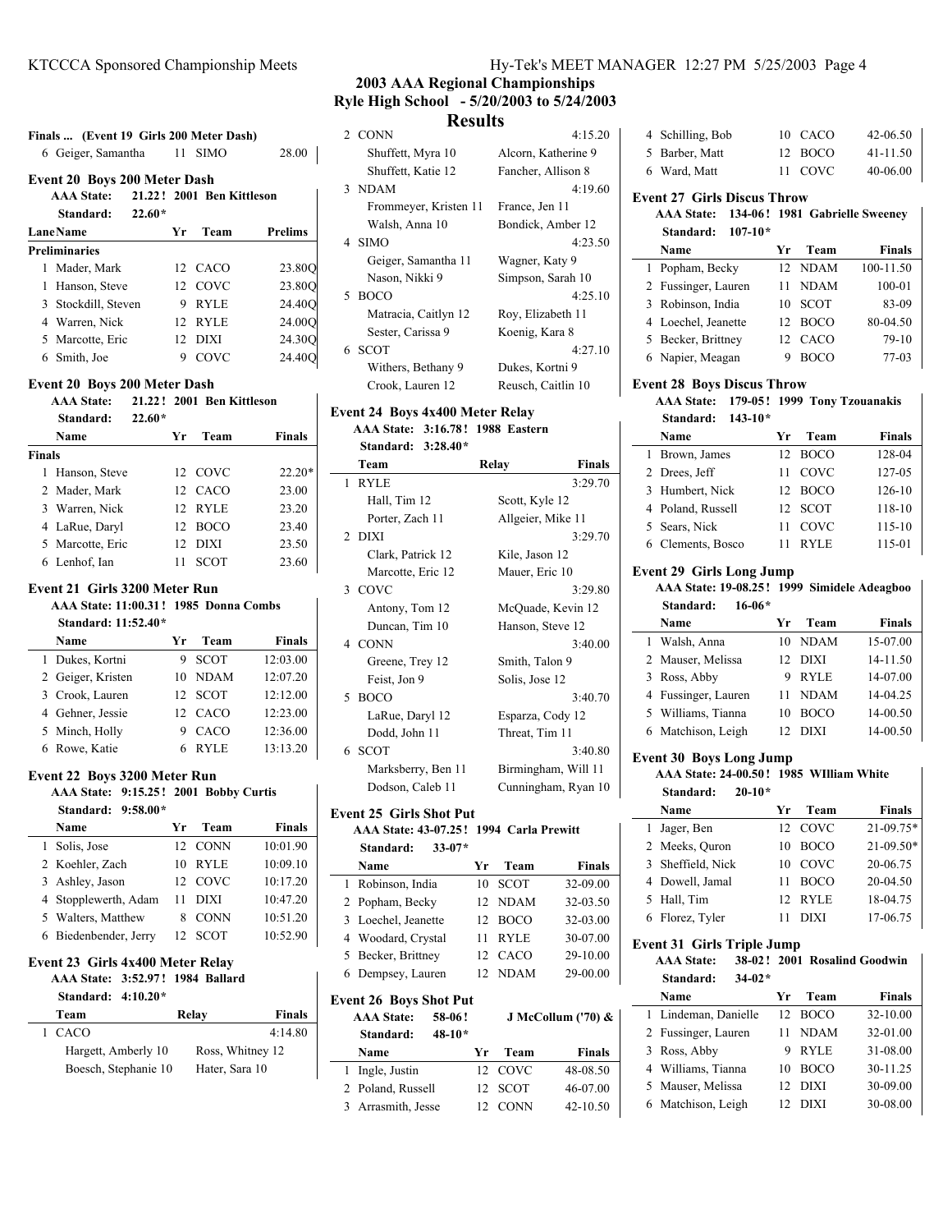## 2003 AAA Regional Championships
## Ryle High School - 5/20/2003 to 5/24/2003
## Results

### Finals ... (Event 19 Girls 200 Meter Dash)

| | Name | Yr | Team | Finals |
|---|---|---|---|---|
| 6 | Geiger, Samantha | 11 | SIMO | 28.00 |

### Event 20 Boys 200 Meter Dash

**AAA State: 21.22 ! 2001 Ben Kittleson**
**Standard: 22.60***

| Lane | Name | Yr | Team | Prelims |
|---|---|---|---|---|
| **Preliminaries** | | | | |
| 1 | Mader, Mark | 12 | CACO | 23.80Q |
| 1 | Hanson, Steve | 12 | COVC | 23.80Q |
| 3 | Stockdill, Steven | 9 | RYLE | 24.40Q |
| 4 | Warren, Nick | 12 | RYLE | 24.00Q |
| 5 | Marcotte, Eric | 12 | DIXI | 24.30Q |
| 6 | Smith, Joe | 9 | COVC | 24.40Q |

### Event 20 Boys 200 Meter Dash

**AAA State: 21.22 ! 2001 Ben Kittleson**
**Standard: 22.60***

| | Name | Yr | Team | Finals |
|---|---|---|---|---|
| **Finals** | | | | |
| 1 | Hanson, Steve | 12 | COVC | 22.20* |
| 2 | Mader, Mark | 12 | CACO | 23.00 |
| 3 | Warren, Nick | 12 | RYLE | 23.20 |
| 4 | LaRue, Daryl | 12 | BOCO | 23.40 |
| 5 | Marcotte, Eric | 12 | DIXI | 23.50 |
| 6 | Lenhof, Ian | 11 | SCOT | 23.60 |

### Event 21 Girls 3200 Meter Run

**AAA State: 11:00.31 ! 1985 Donna Combs**
**Standard: 11:52.40***

| | Name | Yr | Team | Finals |
|---|---|---|---|---|
| 1 | Dukes, Kortni | 9 | SCOT | 12:03.00 |
| 2 | Geiger, Kristen | 10 | NDAM | 12:07.20 |
| 3 | Crook, Lauren | 12 | SCOT | 12:12.00 |
| 4 | Gehner, Jessie | 12 | CACO | 12:23.00 |
| 5 | Minch, Holly | 9 | CACO | 12:36.00 |
| 6 | Rowe, Katie | 6 | RYLE | 13:13.20 |

### Event 22 Boys 3200 Meter Run

**AAA State: 9:15.25 ! 2001 Bobby Curtis**
**Standard: 9:58.00***

| | Name | Yr | Team | Finals |
|---|---|---|---|---|
| 1 | Solis, Jose | 12 | CONN | 10:01.90 |
| 2 | Koehler, Zach | 10 | RYLE | 10:09.10 |
| 3 | Ashley, Jason | 12 | COVC | 10:17.20 |
| 4 | Stopplewerth, Adam | 11 | DIXI | 10:47.20 |
| 5 | Walters, Matthew | 8 | CONN | 10:51.20 |
| 6 | Biedenbender, Jerry | 12 | SCOT | 10:52.90 |

### Event 23 Girls 4x400 Meter Relay

**AAA State: 3:52.97 ! 1984 Ballard**
**Standard: 4:10.20***

| | Team | Relay | Finals |
|---|---|---|---|
| 1 | CACO | | 4:14.80 |
| | Hargett, Amberly 10 | Ross, Whitney 12 | |
| | Boesch, Stephanie 10 | Hater, Sara 10 | |
| 2 | CONN | | 4:15.20 |
| | Shuffett, Myra 10 | Alcorn, Katherine 9 | |
| | Shuffett, Katie 12 | Fancher, Allison 8 | |
| 3 | NDAM | | 4:19.60 |
| | Frommeyer, Kristen 11 | France, Jen 11 | |
| | Walsh, Anna 10 | Bondick, Amber 12 | |
| 4 | SIMO | | 4:23.50 |
| | Geiger, Samantha 11 | Wagner, Katy 9 | |
| | Nason, Nikki 9 | Simpson, Sarah 10 | |
| 5 | BOCO | | 4:25.10 |
| | Matracia, Caitlyn 12 | Roy, Elizabeth 11 | |
| | Sester, Carissa 9 | Koenig, Kara 8 | |
| 6 | SCOT | | 4:27.10 |
| | Withers, Bethany 9 | Dukes, Kortni 9 | |
| | Crook, Lauren 12 | Reusch, Caitlin 10 | |

### Event 24 Boys 4x400 Meter Relay

**AAA State: 3:16.78 ! 1988 Eastern**
**Standard: 3:28.40***

| | Team | Relay | Finals |
|---|---|---|---|
| 1 | RYLE | | 3:29.70 |
| | Hall, Tim 12 | Scott, Kyle 12 | |
| | Porter, Zach 11 | Allgeier, Mike 11 | |
| 2 | DIXI | | 3:29.70 |
| | Clark, Patrick 12 | Kile, Jason 12 | |
| | Marcotte, Eric 12 | Mauer, Eric 10 | |
| 3 | COVC | | 3:29.80 |
| | Antony, Tom 12 | McQuade, Kevin 12 | |
| | Duncan, Tim 10 | Hanson, Steve 12 | |
| 4 | CONN | | 3:40.00 |
| | Greene, Trey 12 | Smith, Talon 9 | |
| | Feist, Jon 9 | Solis, Jose 12 | |
| 5 | BOCO | | 3:40.70 |
| | LaRue, Daryl 12 | Esparza, Cody 12 | |
| | Dodd, John 11 | Threat, Tim 11 | |
| 6 | SCOT | | 3:40.80 |
| | Marksberry, Ben 11 | Birmingham, Will 11 | |
| | Dodson, Caleb 11 | Cunningham, Ryan 10 | |

### Event 25 Girls Shot Put

**AAA State: 43-07.25 ! 1994 Carla Prewitt**
**Standard: 33-07***

| | Name | Yr | Team | Finals |
|---|---|---|---|---|
| 1 | Robinson, India | 10 | SCOT | 32-09.00 |
| 2 | Popham, Becky | 12 | NDAM | 32-03.50 |
| 3 | Loechel, Jeanette | 12 | BOCO | 32-03.00 |
| 4 | Woodard, Crystal | 11 | RYLE | 30-07.00 |
| 5 | Becker, Brittney | 12 | CACO | 29-10.00 |
| 6 | Dempsey, Lauren | 12 | NDAM | 29-00.00 |

### Event 26 Boys Shot Put

**AAA State: 58-06 ! J McCollum ('70) &**
**Standard: 48-10***

| | Name | Yr | Team | Finals |
|---|---|---|---|---|
| 1 | Ingle, Justin | 12 | COVC | 48-08.50 |
| 2 | Poland, Russell | 12 | SCOT | 46-07.00 |
| 3 | Arrasmith, Jesse | 12 | CONN | 42-10.50 |
| 4 | Schilling, Bob | 10 | CACO | 42-06.50 |
| 5 | Barber, Matt | 12 | BOCO | 41-11.50 |
| 6 | Ward, Matt | 11 | COVC | 40-06.00 |

### Event 27 Girls Discus Throw

**AAA State: 134-06 ! 1981 Gabrielle Sweeney**
**Standard: 107-10***

| | Name | Yr | Team | Finals |
|---|---|---|---|---|
| 1 | Popham, Becky | 12 | NDAM | 100-11.50 |
| 2 | Fussinger, Lauren | 11 | NDAM | 100-01 |
| 3 | Robinson, India | 10 | SCOT | 83-09 |
| 4 | Loechel, Jeanette | 12 | BOCO | 80-04.50 |
| 5 | Becker, Brittney | 12 | CACO | 79-10 |
| 6 | Napier, Meagan | 9 | BOCO | 77-03 |

### Event 28 Boys Discus Throw

**AAA State: 179-05 ! 1999 Tony Tzouanakis**
**Standard: 143-10***

| | Name | Yr | Team | Finals |
|---|---|---|---|---|
| 1 | Brown, James | 12 | BOCO | 128-04 |
| 2 | Drees, Jeff | 11 | COVC | 127-05 |
| 3 | Humbert, Nick | 12 | BOCO | 126-10 |
| 4 | Poland, Russell | 12 | SCOT | 118-10 |
| 5 | Sears, Nick | 11 | COVC | 115-10 |
| 6 | Clements, Bosco | 11 | RYLE | 115-01 |

### Event 29 Girls Long Jump

**AAA State: 19-08.25 ! 1999 Simidele Adeagboo**
**Standard: 16-06***

| | Name | Yr | Team | Finals |
|---|---|---|---|---|
| 1 | Walsh, Anna | 10 | NDAM | 15-07.00 |
| 2 | Mauser, Melissa | 12 | DIXI | 14-11.50 |
| 3 | Ross, Abby | 9 | RYLE | 14-07.00 |
| 4 | Fussinger, Lauren | 11 | NDAM | 14-04.25 |
| 5 | Williams, Tianna | 10 | BOCO | 14-00.50 |
| 6 | Matchison, Leigh | 12 | DIXI | 14-00.50 |

### Event 30 Boys Long Jump

**AAA State: 24-00.50 ! 1985 WIlliam White**
**Standard: 20-10***

| | Name | Yr | Team | Finals |
|---|---|---|---|---|
| 1 | Jager, Ben | 12 | COVC | 21-09.75* |
| 2 | Meeks, Quron | 10 | BOCO | 21-09.50* |
| 3 | Sheffield, Nick | 10 | COVC | 20-06.75 |
| 4 | Dowell, Jamal | 11 | BOCO | 20-04.50 |
| 5 | Hall, Tim | 12 | RYLE | 18-04.75 |
| 6 | Florez, Tyler | 11 | DIXI | 17-06.75 |

### Event 31 Girls Triple Jump

**AAA State: 38-02 ! 2001 Rosalind Goodwin**
**Standard: 34-02***

| | Name | Yr | Team | Finals |
|---|---|---|---|---|
| 1 | Lindeman, Danielle | 12 | BOCO | 32-10.00 |
| 2 | Fussinger, Lauren | 11 | NDAM | 32-01.00 |
| 3 | Ross, Abby | 9 | RYLE | 31-08.00 |
| 4 | Williams, Tianna | 10 | BOCO | 30-11.25 |
| 5 | Mauser, Melissa | 12 | DIXI | 30-09.00 |
| 6 | Matchison, Leigh | 12 | DIXI | 30-08.00 |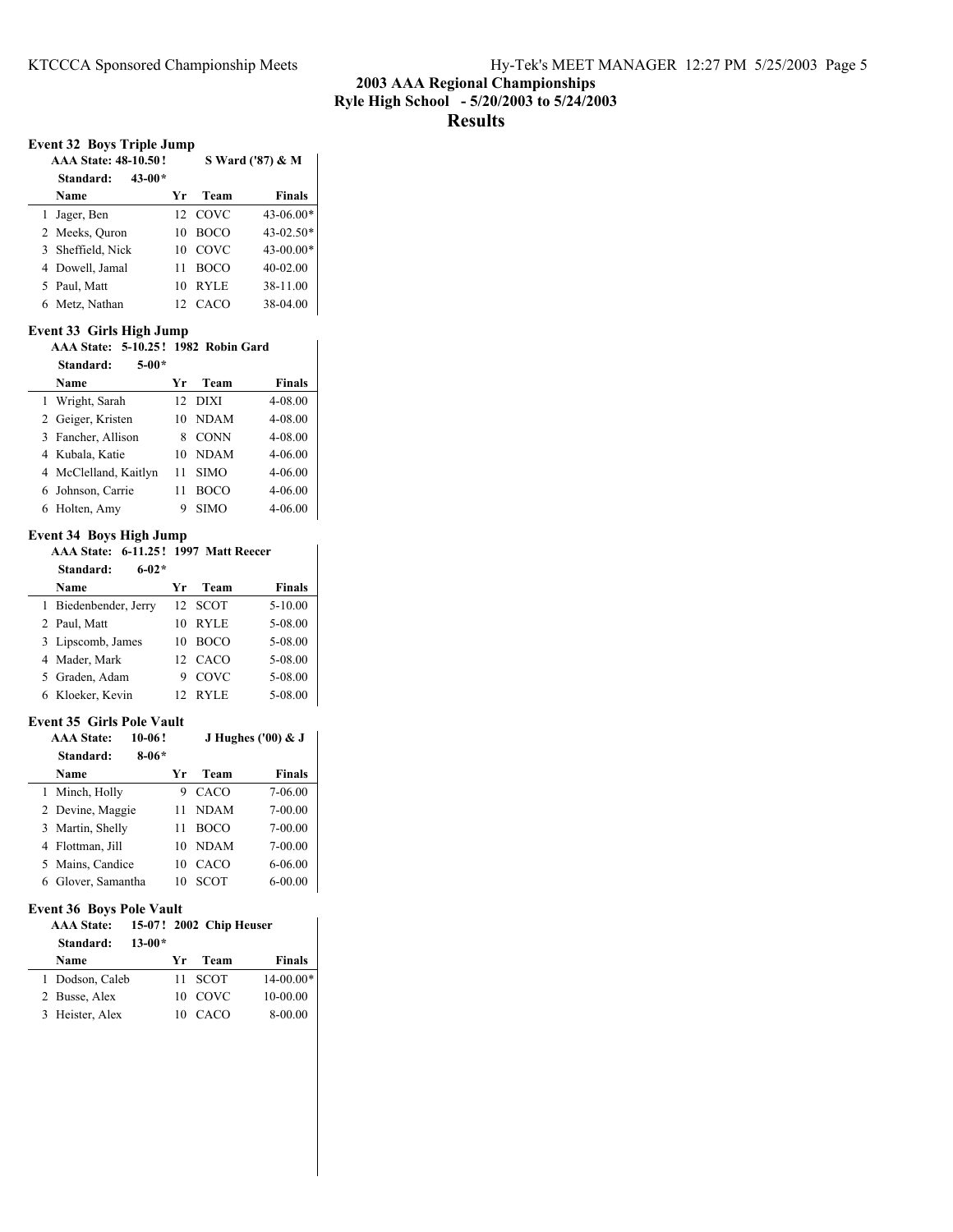## 2003 AAA Regional Championships
## Ryle High School - 5/20/2003 to 5/24/2003
# Results

### Event 32 Boys Triple Jump

AAA State: 48-10.50 ! S Ward ('87) & M
Standard: 43-00*

| | Name | Yr | Team | Finals |
|---|---|---|---|---|
| 1 | Jager, Ben | 12 | COVC | 43-06.00* |
| 2 | Meeks, Quron | 10 | BOCO | 43-02.50* |
| 3 | Sheffield, Nick | 10 | COVC | 43-00.00* |
| 4 | Dowell, Jamal | 11 | BOCO | 40-02.00 |
| 5 | Paul, Matt | 10 | RYLE | 38-11.00 |
| 6 | Metz, Nathan | 12 | CACO | 38-04.00 |

### Event 33 Girls High Jump

AAA State: 5-10.25 ! 1982 Robin Gard
Standard: 5-00*

| | Name | Yr | Team | Finals |
|---|---|---|---|---|
| 1 | Wright, Sarah | 12 | DIXI | 4-08.00 |
| 2 | Geiger, Kristen | 10 | NDAM | 4-08.00 |
| 3 | Fancher, Allison | 8 | CONN | 4-08.00 |
| 4 | Kubala, Katie | 10 | NDAM | 4-06.00 |
| 4 | McClelland, Kaitlyn | 11 | SIMO | 4-06.00 |
| 6 | Johnson, Carrie | 11 | BOCO | 4-06.00 |
| 6 | Holten, Amy | 9 | SIMO | 4-06.00 |

### Event 34 Boys High Jump

AAA State: 6-11.25 ! 1997 Matt Reecer
Standard: 6-02*

| | Name | Yr | Team | Finals |
|---|---|---|---|---|
| 1 | Biedenbender, Jerry | 12 | SCOT | 5-10.00 |
| 2 | Paul, Matt | 10 | RYLE | 5-08.00 |
| 3 | Lipscomb, James | 10 | BOCO | 5-08.00 |
| 4 | Mader, Mark | 12 | CACO | 5-08.00 |
| 5 | Graden, Adam | 9 | COVC | 5-08.00 |
| 6 | Kloeker, Kevin | 12 | RYLE | 5-08.00 |

### Event 35 Girls Pole Vault

AAA State: 10-06 ! J Hughes ('00) & J
Standard: 8-06*

| | Name | Yr | Team | Finals |
|---|---|---|---|---|
| 1 | Minch, Holly | 9 | CACO | 7-06.00 |
| 2 | Devine, Maggie | 11 | NDAM | 7-00.00 |
| 3 | Martin, Shelly | 11 | BOCO | 7-00.00 |
| 4 | Flottman, Jill | 10 | NDAM | 7-00.00 |
| 5 | Mains, Candice | 10 | CACO | 6-06.00 |
| 6 | Glover, Samantha | 10 | SCOT | 6-00.00 |

### Event 36 Boys Pole Vault

AAA State: 15-07 ! 2002 Chip Heuser
Standard: 13-00*

| | Name | Yr | Team | Finals |
|---|---|---|---|---|
| 1 | Dodson, Caleb | 11 | SCOT | 14-00.00* |
| 2 | Busse, Alex | 10 | COVC | 10-00.00 |
| 3 | Heister, Alex | 10 | CACO | 8-00.00 |